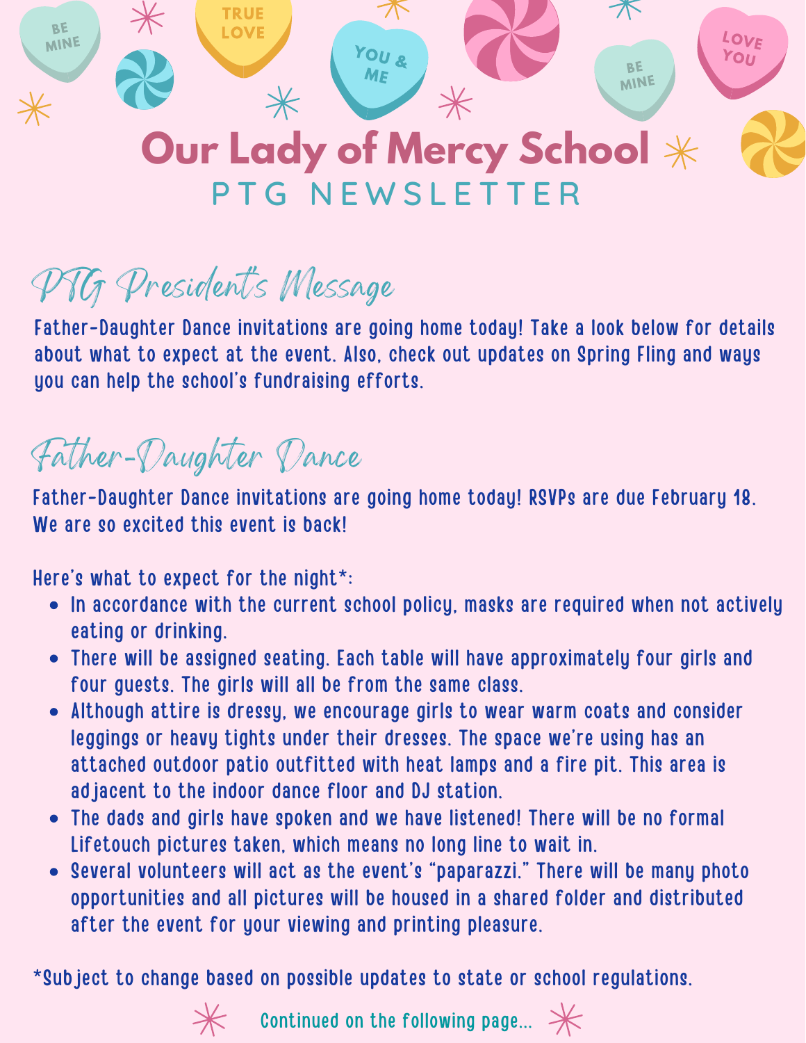# Our Lady of Mercy School

## PTG NEWSLETTER

### PTG President's Message

Father-Daughter Dance invitations are going home today! Take a look below for details about what to expect at the event. Also, check out updates on Spring Fling and ways you can help the school's fundraising efforts.

### Father-Daughter Dance

Father-Daughter Dance invitations are going home today! RSVPs are due February 18. We are so excited this event is back!

Here's what to expect for the night*:

- In accordance with the current school policy, masks are required when not actively eating or drinking.
- There will be assigned seating. Each table will have approximately four girls and four guests. The girls will all be from the same class.
- Although attire is dressy, we encourage girls to wear warm coats and consider leggings or heavy tights under their dresses. The space we're using has an attached outdoor patio outfitted with heat lamps and a fire pit. This area is adjacent to the indoor dance floor and DJ station.
- The dads and girls have spoken and we have listened! There will be no formal Lifetouch pictures taken, which means no long line to wait in.
- Several volunteers will act as the event's "paparazzi." There will be many photo opportunities and all pictures will be housed in a shared folder and distributed after the event for your viewing and printing pleasure.

*Subject to change based on possible updates to state or school regulations.

Continued on the following page...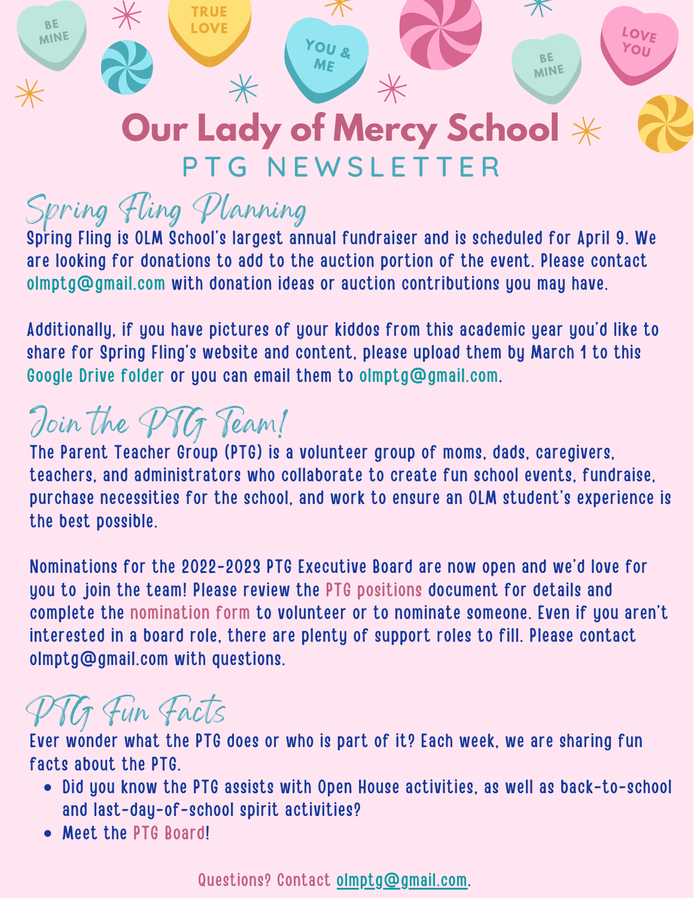# Our Lady of Mercy School

## PTG NEWSLETTER

### Spring Fling Planning

Spring Fling is OLM School's largest annual fundraiser and is scheduled for April 9. We are looking for donations to add to the auction portion of the event. Please contact olmptg@gmail.com with donation ideas or auction contributions you may have.

Additionally, if you have pictures of your kiddos from this academic year you'd like to share for Spring Fling's website and content, please upload them by March 1 to this Google Drive folder or you can email them to olmptg@gmail.com.

### Join the PTG Team!

The Parent Teacher Group (PTG) is a volunteer group of moms, dads, caregivers, teachers, and administrators who collaborate to create fun school events, fundraise, purchase necessities for the school, and work to ensure an OLM student's experience is the best possible.

Nominations for the 2022-2023 PTG Executive Board are now open and we'd love for you to join the team! Please review the PTG positions document for details and complete the nomination form to volunteer or to nominate someone. Even if you aren't interested in a board role, there are plenty of support roles to fill. Please contact olmptg@gmail.com with questions.

### PTG Fun Facts

Ever wonder what the PTG does or who is part of it? Each week, we are sharing fun facts about the PTG.

- Did you know the PTG assists with Open House activities, as well as back-to-school and last-day-of-school spirit activities?
- Meet the PTG Board!

Questions? Contact olmptg@gmail.com.